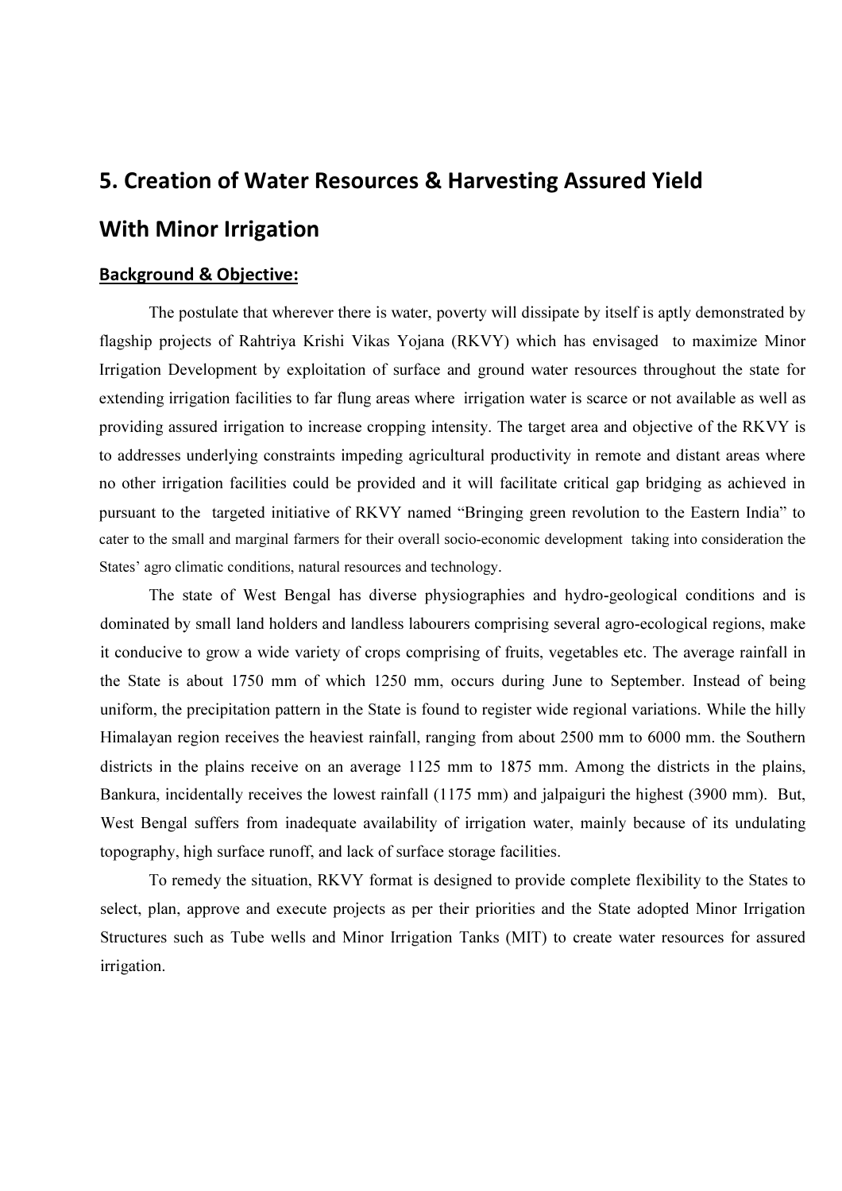# 5. Creation of Water Resources & Harvesting Assured Yield With Minor Irrigation

## Background & Objective:

The postulate that wherever there is water, poverty will dissipate by itself is aptly demonstrated by flagship projects of Rahtriya Krishi Vikas Yojana (RKVY) which has envisaged to maximize Minor Irrigation Development by exploitation of surface and ground water resources throughout the state for extending irrigation facilities to far flung areas where irrigation water is scarce or not available as well as providing assured irrigation to increase cropping intensity. The target area and objective of the RKVY is to addresses underlying constraints impeding agricultural productivity in remote and distant areas where no other irrigation facilities could be provided and it will facilitate critical gap bridging as achieved in pursuant to the targeted initiative of RKVY named "Bringing green revolution to the Eastern India" to cater to the small and marginal farmers for their overall socio-economic development taking into consideration the States' agro climatic conditions, natural resources and technology.

The state of West Bengal has diverse physiographies and hydro-geological conditions and is dominated by small land holders and landless labourers comprising several agro-ecological regions, make it conducive to grow a wide variety of crops comprising of fruits, vegetables etc. The average rainfall in the State is about 1750 mm of which 1250 mm, occurs during June to September. Instead of being uniform, the precipitation pattern in the State is found to register wide regional variations. While the hilly Himalayan region receives the heaviest rainfall, ranging from about 2500 mm to 6000 mm. the Southern districts in the plains receive on an average 1125 mm to 1875 mm. Among the districts in the plains, Bankura, incidentally receives the lowest rainfall (1175 mm) and jalpaiguri the highest (3900 mm). But, West Bengal suffers from inadequate availability of irrigation water, mainly because of its undulating topography, high surface runoff, and lack of surface storage facilities.

To remedy the situation, RKVY format is designed to provide complete flexibility to the States to select, plan, approve and execute projects as per their priorities and the State adopted Minor Irrigation Structures such as Tube wells and Minor Irrigation Tanks (MIT) to create water resources for assured irrigation.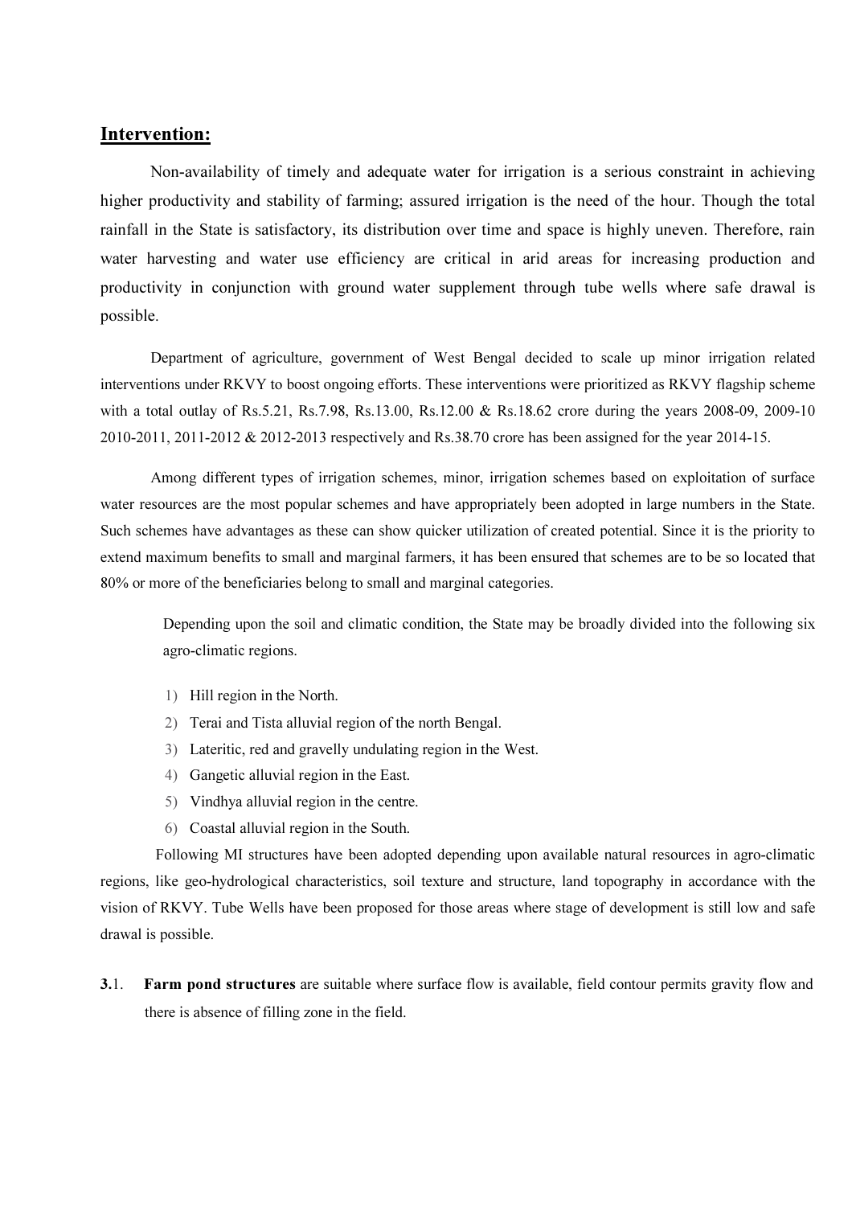## Intervention:

Non-availability of timely and adequate water for irrigation is a serious constraint in achieving higher productivity and stability of farming; assured irrigation is the need of the hour. Though the total rainfall in the State is satisfactory, its distribution over time and space is highly uneven. Therefore, rain water harvesting and water use efficiency are critical in arid areas for increasing production and productivity in conjunction with ground water supplement through tube wells where safe drawal is possible.

Department of agriculture, government of West Bengal decided to scale up minor irrigation related interventions under RKVY to boost ongoing efforts. These interventions were prioritized as RKVY flagship scheme with a total outlay of Rs.5.21, Rs.7.98, Rs.13.00, Rs.12.00 & Rs.18.62 crore during the years 2008-09, 2009-10 2010-2011, 2011-2012 & 2012-2013 respectively and Rs.38.70 crore has been assigned for the year 2014-15.

Among different types of irrigation schemes, minor, irrigation schemes based on exploitation of surface water resources are the most popular schemes and have appropriately been adopted in large numbers in the State. Such schemes have advantages as these can show quicker utilization of created potential. Since it is the priority to extend maximum benefits to small and marginal farmers, it has been ensured that schemes are to be so located that 80% or more of the beneficiaries belong to small and marginal categories.

Depending upon the soil and climatic condition, the State may be broadly divided into the following six agro-climatic regions.

1) Hill region in the North.
2) Terai and Tista alluvial region of the north Bengal.
3) Lateritic, red and gravelly undulating region in the West.
4) Gangetic alluvial region in the East.
5) Vindhya alluvial region in the centre.
6) Coastal alluvial region in the South.

Following MI structures have been adopted depending upon available natural resources in agro-climatic regions, like geo-hydrological characteristics, soil texture and structure, land topography in accordance with the vision of RKVY. Tube Wells have been proposed for those areas where stage of development is still low and safe drawal is possible.

**3.**1. **Farm pond structures** are suitable where surface flow is available, field contour permits gravity flow and there is absence of filling zone in the field.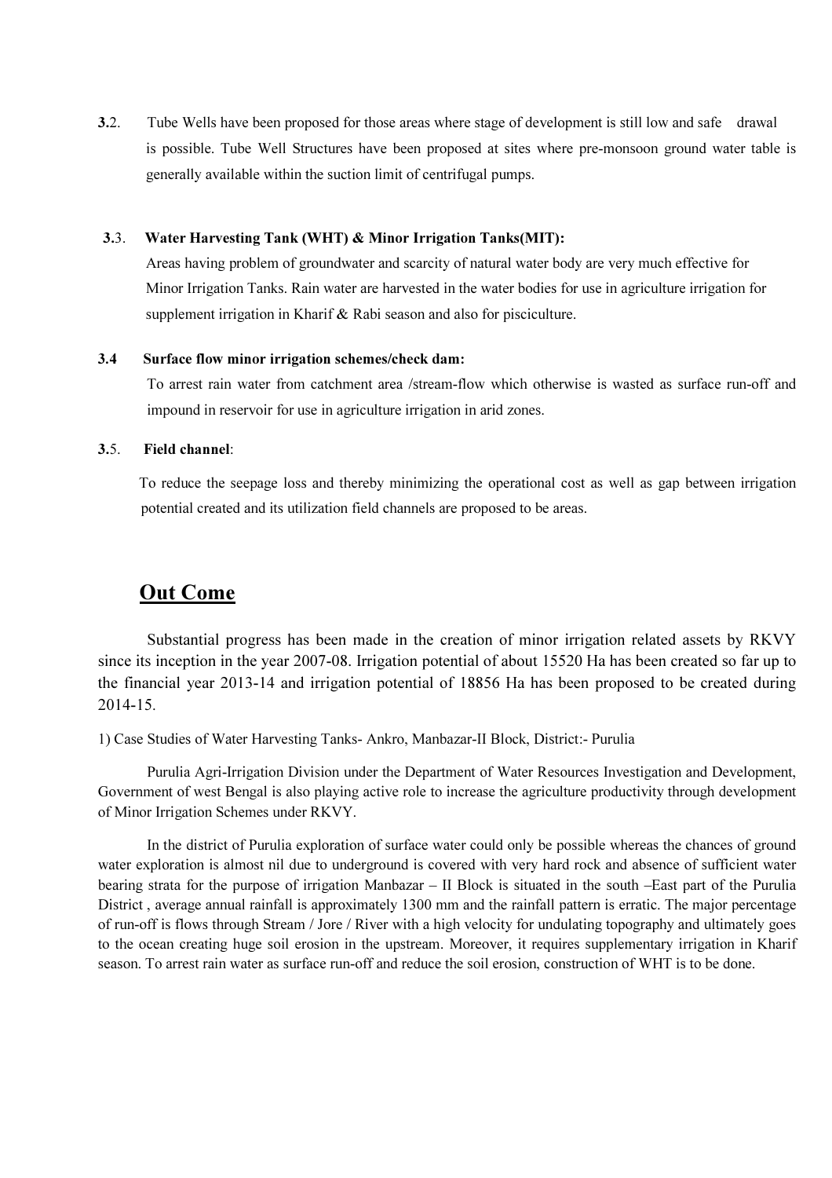**3.**2. Tube Wells have been proposed for those areas where stage of development is still low and safe drawal is possible. Tube Well Structures have been proposed at sites where pre-monsoon ground water table is generally available within the suction limit of centrifugal pumps.

**3.**3. **Water Harvesting Tank (WHT) & Minor Irrigation Tanks(MIT):**

Areas having problem of groundwater and scarcity of natural water body are very much effective for Minor Irrigation Tanks. Rain water are harvested in the water bodies for use in agriculture irrigation for supplement irrigation in Kharif & Rabi season and also for pisciculture.

**3.4 Surface flow minor irrigation schemes/check dam:**

To arrest rain water from catchment area /stream-flow which otherwise is wasted as surface run-off and impound in reservoir for use in agriculture irrigation in arid zones.

**3.**5. **Field channel**:

To reduce the seepage loss and thereby minimizing the operational cost as well as gap between irrigation potential created and its utilization field channels are proposed to be areas.

## Out Come

Substantial progress has been made in the creation of minor irrigation related assets by RKVY since its inception in the year 2007-08. Irrigation potential of about 15520 Ha has been created so far up to the financial year 2013-14 and irrigation potential of 18856 Ha has been proposed to be created during 2014-15.

1) Case Studies of Water Harvesting Tanks- Ankro, Manbazar-II Block, District:- Purulia

Purulia Agri-Irrigation Division under the Department of Water Resources Investigation and Development, Government of west Bengal is also playing active role to increase the agriculture productivity through development of Minor Irrigation Schemes under RKVY.

In the district of Purulia exploration of surface water could only be possible whereas the chances of ground water exploration is almost nil due to underground is covered with very hard rock and absence of sufficient water bearing strata for the purpose of irrigation Manbazar – II Block is situated in the south –East part of the Purulia District , average annual rainfall is approximately 1300 mm and the rainfall pattern is erratic. The major percentage of run-off is flows through Stream / Jore / River with a high velocity for undulating topography and ultimately goes to the ocean creating huge soil erosion in the upstream. Moreover, it requires supplementary irrigation in Kharif season. To arrest rain water as surface run-off and reduce the soil erosion, construction of WHT is to be done.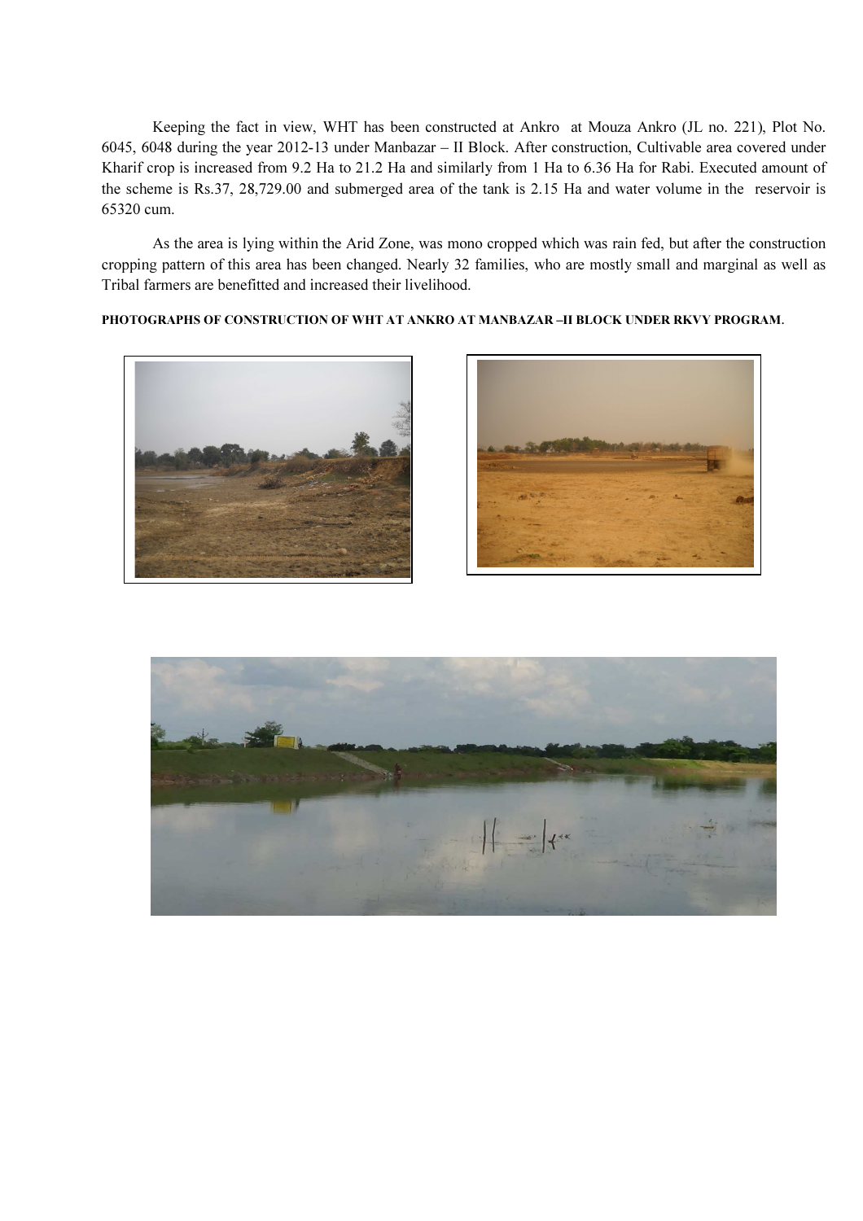Keeping the fact in view, WHT has been constructed at Ankro at Mouza Ankro (JL no. 221), Plot No. 6045, 6048 during the year 2012-13 under Manbazar – II Block. After construction, Cultivable area covered under Kharif crop is increased from 9.2 Ha to 21.2 Ha and similarly from 1 Ha to 6.36 Ha for Rabi. Executed amount of the scheme is Rs.37, 28,729.00 and submerged area of the tank is 2.15 Ha and water volume in the reservoir is 65320 cum.

As the area is lying within the Arid Zone, was mono cropped which was rain fed, but after the construction cropping pattern of this area has been changed. Nearly 32 families, who are mostly small and marginal as well as Tribal farmers are benefitted and increased their livelihood.

**PHOTOGRAPHS OF CONSTRUCTION OF WHT AT ANKRO AT MANBAZAR –II BLOCK UNDER RKVY PROGRAM.**